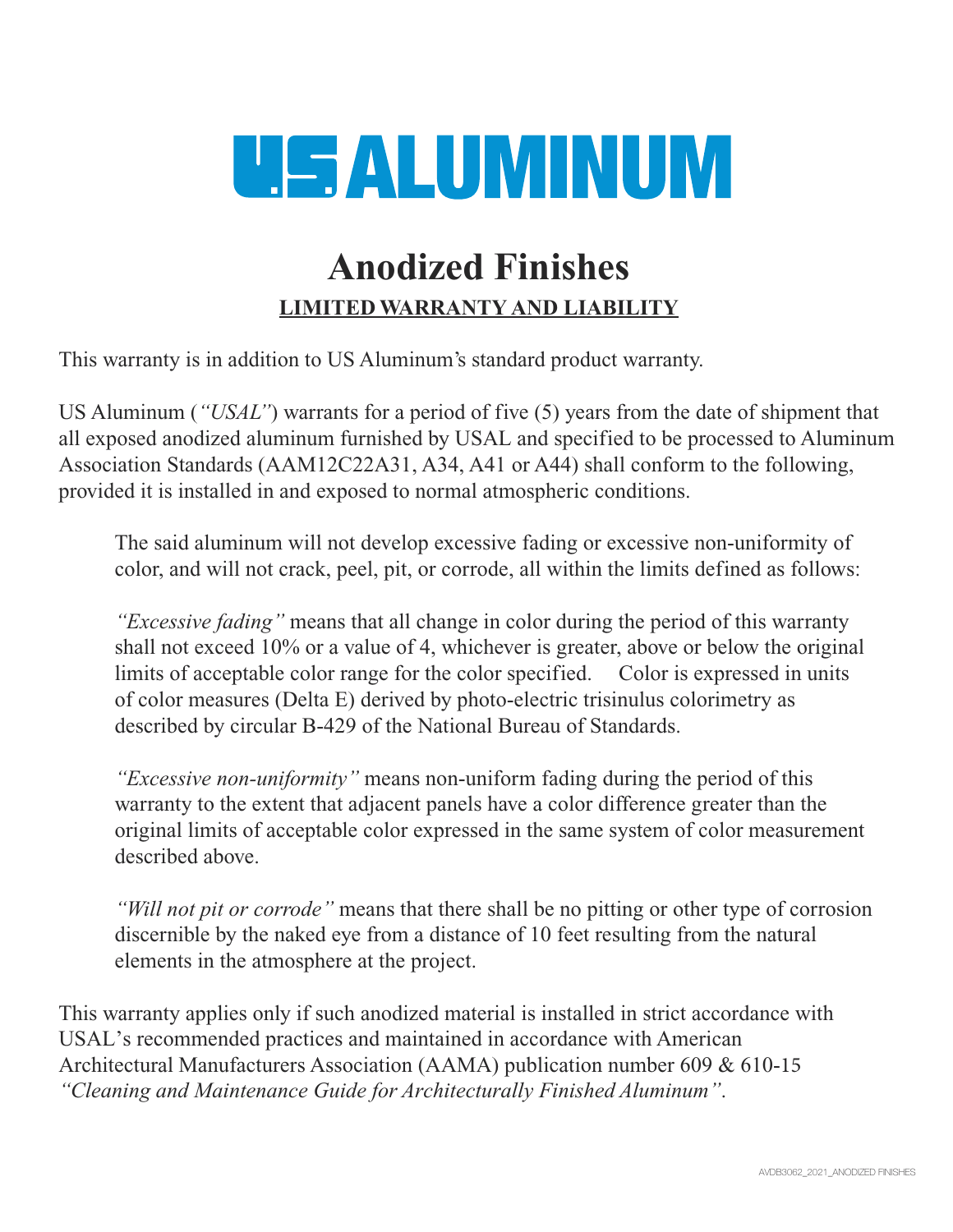# US ALUMINUM

## Anodized Finishes

**LIMITED WARRANTY AND LIABILITY**

This warranty is in addition to US Aluminum's standard product warranty.

US Aluminum (*"USAL"*) warrants for a period of five (5) years from the date of shipment that all exposed anodized aluminum furnished by USAL and specified to be processed to Aluminum Association Standards (AAM12C22A31, A34, A41 or A44) shall conform to the following, provided it is installed in and exposed to normal atmospheric conditions.

> The said aluminum will not develop excessive fading or excessive non-uniformity of color, and will not crack, peel, pit, or corrode, all within the limits defined as follows:
>
> *"Excessive fading"* means that all change in color during the period of this warranty shall not exceed 10% or a value of 4, whichever is greater, above or below the original limits of acceptable color range for the color specified. Color is expressed in units of color measures (Delta E) derived by photo-electric trisinulus colorimetry as described by circular B-429 of the National Bureau of Standards.
>
> *"Excessive non-uniformity"* means non-uniform fading during the period of this warranty to the extent that adjacent panels have a color difference greater than the original limits of acceptable color expressed in the same system of color measurement described above.
>
> *"Will not pit or corrode"* means that there shall be no pitting or other type of corrosion discernible by the naked eye from a distance of 10 feet resulting from the natural elements in the atmosphere at the project.

This warranty applies only if such anodized material is installed in strict accordance with USAL's recommended practices and maintained in accordance with American Architectural Manufacturers Association (AAMA) publication number 609 & 610-15 *"Cleaning and Maintenance Guide for Architecturally Finished Aluminum"*.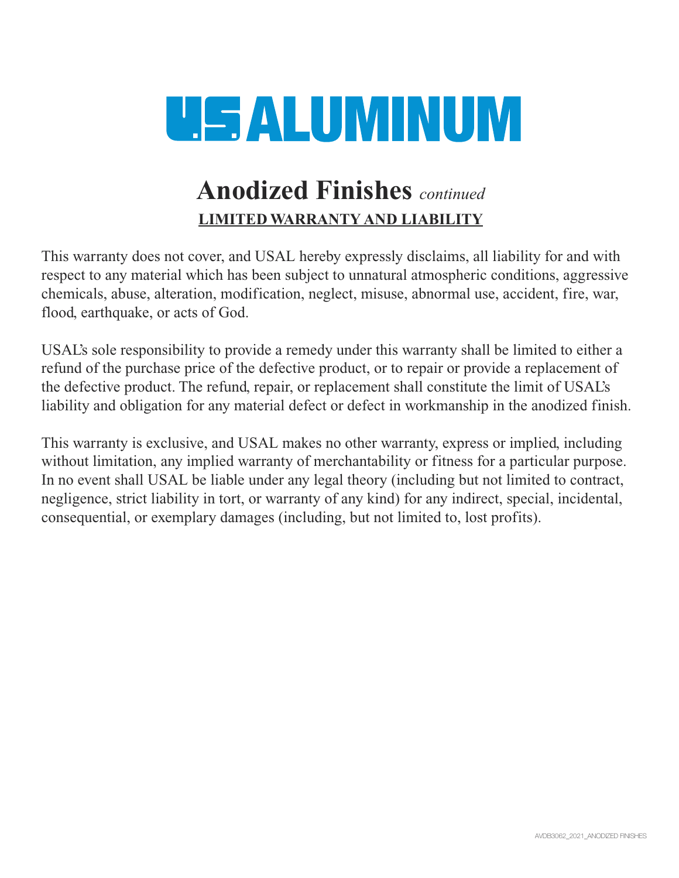# U.S. ALUMINUM

## Anodized Finishes *continued*

**LIMITED WARRANTY AND LIABILITY**

This warranty does not cover, and USAL hereby expressly disclaims, all liability for and with respect to any material which has been subject to unnatural atmospheric conditions, aggressive chemicals, abuse, alteration, modification, neglect, misuse, abnormal use, accident, fire, war, flood, earthquake, or acts of God.

USAL's sole responsibility to provide a remedy under this warranty shall be limited to either a refund of the purchase price of the defective product, or to repair or provide a replacement of the defective product. The refund, repair, or replacement shall constitute the limit of USAL's liability and obligation for any material defect or defect in workmanship in the anodized finish.

This warranty is exclusive, and USAL makes no other warranty, express or implied, including without limitation, any implied warranty of merchantability or fitness for a particular purpose. In no event shall USAL be liable under any legal theory (including but not limited to contract, negligence, strict liability in tort, or warranty of any kind) for any indirect, special, incidental, consequential, or exemplary damages (including, but not limited to, lost profits).